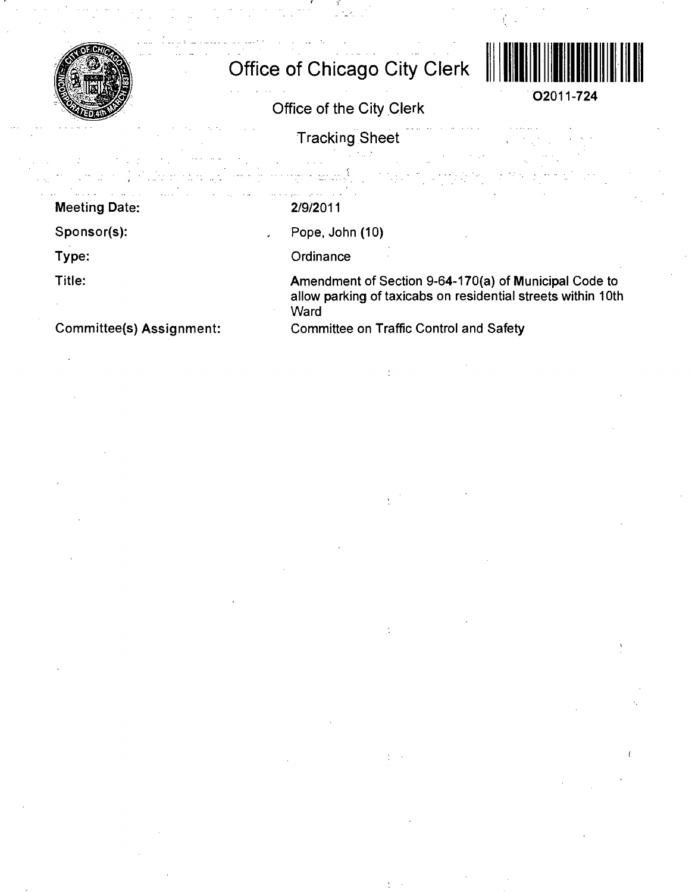# Office of Chicago City Clerk

O2011-724

## Office of the City Clerk

### Tracking Sheet

**Meeting Date:** 2/9/2011

**Sponsor(s):** Pope, John (10)

**Type:** Ordinance

**Title:** Amendment of Section 9-64-170(a) of Municipal Code to allow parking of taxicabs on residential streets within 10th Ward

**Committee(s) Assignment:** Committee on Traffic Control and Safety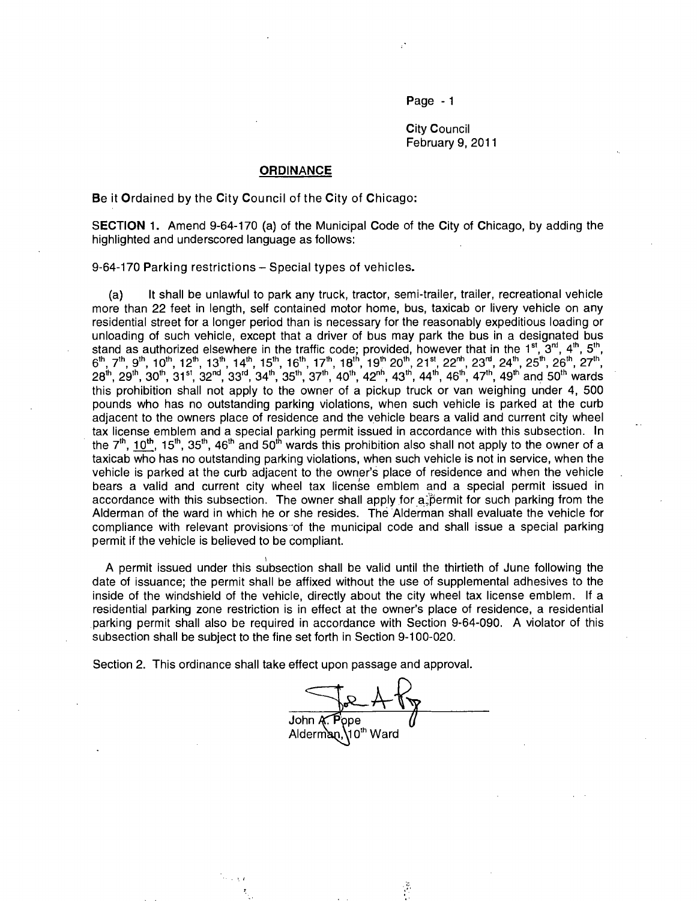City Council
February 9, 2011

## ORDINANCE

Be it Ordained by the City Council of the City of Chicago:

**SECTION 1.** Amend 9-64-170 (a) of the Municipal Code of the City of Chicago, by adding the highlighted and underscored language as follows:

9-64-170 Parking restrictions – Special types of vehicles.

(a) It shall be unlawful to park any truck, tractor, semi-trailer, trailer, recreational vehicle more than 22 feet in length, self contained motor home, bus, taxicab or livery vehicle on any residential street for a longer period than is necessary for the reasonably expeditious loading or unloading of such vehicle, except that a driver of bus may park the bus in a designated bus stand as authorized elsewhere in the traffic code; provided, however that in the 1st, 3rd, 4th, 5th, 6th, 7th, 9th, 10th, 12th, 13th, 14th, 15th, 16th, 17th, 18th, 19th 20th, 21st, 22nh, 23rd, 24th, 25th, 26th, 27th, 28th, 29th, 30th, 31st, 32nd, 33rd, 34th, 35th, 37th, 40th, 42nh, 43th, 44th, 46th, 47th, 49th and 50th wards this prohibition shall not apply to the owner of a pickup truck or van weighing under 4, 500 pounds who has no outstanding parking violations, when such vehicle is parked at the curb adjacent to the owners place of residence and the vehicle bears a valid and current city wheel tax license emblem and a special parking permit issued in accordance with this subsection. In the 7th, <u>10th</u>, 15th, 35th, 46th and 50th wards this prohibition also shall not apply to the owner of a taxicab who has no outstanding parking violations, when such vehicle is not in service, when the vehicle is parked at the curb adjacent to the owner's place of residence and when the vehicle bears a valid and current city wheel tax license emblem and a special permit issued in accordance with this subsection. The owner shall apply for a permit for such parking from the Alderman of the ward in which he or she resides. The Alderman shall evaluate the vehicle for compliance with relevant provisions of the municipal code and shall issue a special parking permit if the vehicle is believed to be compliant.

A permit issued under this subsection shall be valid until the thirtieth of June following the date of issuance; the permit shall be affixed without the use of supplemental adhesives to the inside of the windshield of the vehicle, directly about the city wheel tax license emblem. If a residential parking zone restriction is in effect at the owner's place of residence, a residential parking permit shall also be required in accordance with Section 9-64-090. A violator of this subsection shall be subject to the fine set forth in Section 9-100-020.

Section 2. This ordinance shall take effect upon passage and approval.

John A. Pope
Alderman, 10th Ward